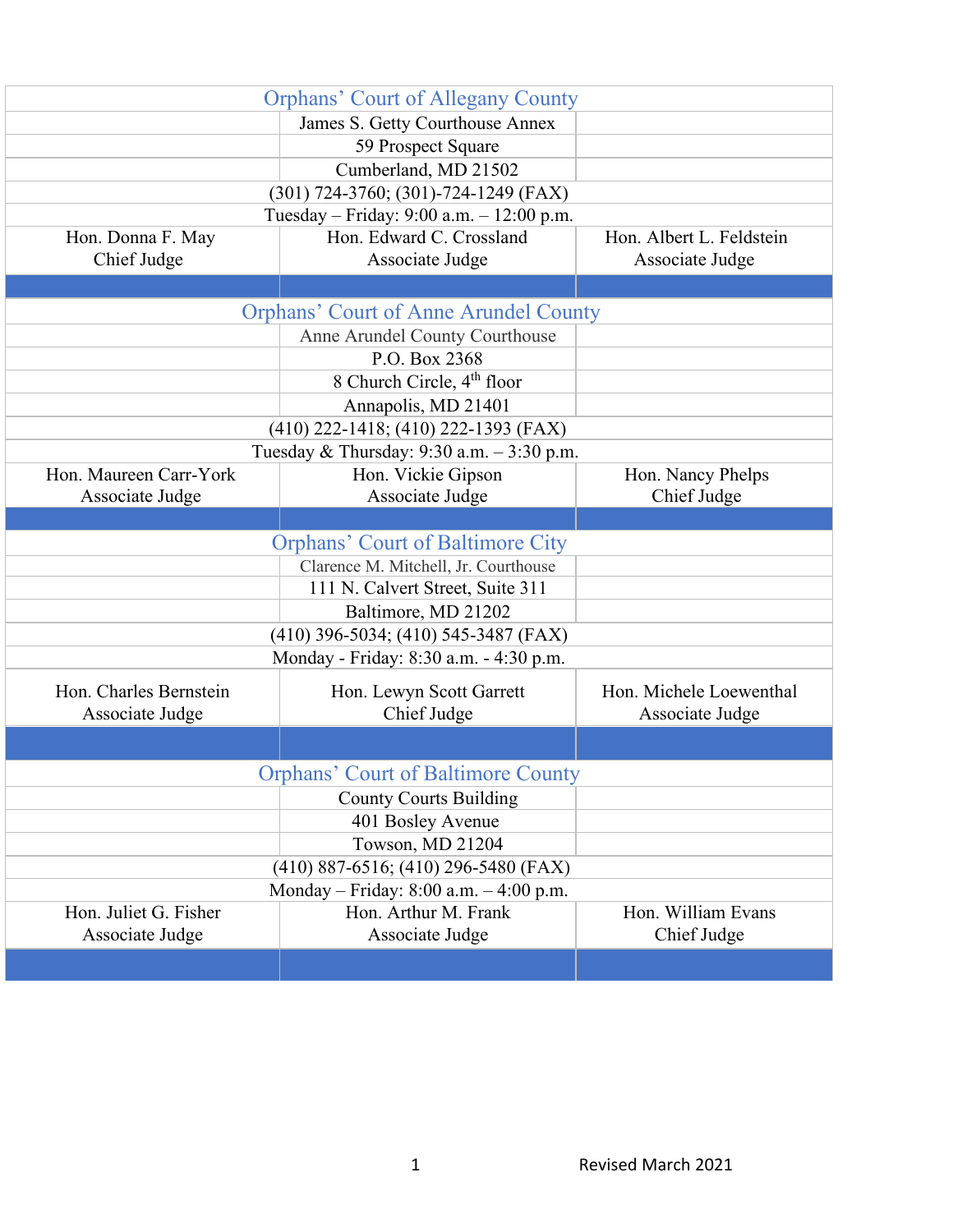## Orphans' Court of Allegany County

James S. Getty Courthouse Annex
59 Prospect Square
Cumberland, MD 21502
(301) 724-3760; (301)-724-1249 (FAX)
Tuesday – Friday: 9:00 a.m. – 12:00 p.m.

| | | |
|---|---|---|
| Hon. Donna F. May<br>Chief Judge | Hon. Edward C. Crossland<br>Associate Judge | Hon. Albert L. Feldstein<br>Associate Judge |

## Orphans' Court of Anne Arundel County

Anne Arundel County Courthouse
P.O. Box 2368
8 Church Circle, 4th floor
Annapolis, MD 21401
(410) 222-1418; (410) 222-1393 (FAX)
Tuesday & Thursday: 9:30 a.m. – 3:30 p.m.

| | | |
|---|---|---|
| Hon. Maureen Carr-York<br>Associate Judge | Hon. Vickie Gipson<br>Associate Judge | Hon. Nancy Phelps<br>Chief Judge |

## Orphans' Court of Baltimore City

Clarence M. Mitchell, Jr. Courthouse
111 N. Calvert Street, Suite 311
Baltimore, MD 21202
(410) 396-5034; (410) 545-3487 (FAX)
Monday - Friday: 8:30 a.m. - 4:30 p.m.

| | | |
|---|---|---|
| Hon. Charles Bernstein<br>Associate Judge | Hon. Lewyn Scott Garrett<br>Chief Judge | Hon. Michele Loewenthal<br>Associate Judge |

## Orphans' Court of Baltimore County

County Courts Building
401 Bosley Avenue
Towson, MD 21204
(410) 887-6516; (410) 296-5480 (FAX)
Monday – Friday: 8:00 a.m. – 4:00 p.m.

| | | |
|---|---|---|
| Hon. Juliet G. Fisher<br>Associate Judge | Hon. Arthur M. Frank<br>Associate Judge | Hon. William Evans<br>Chief Judge |

Revised March 2021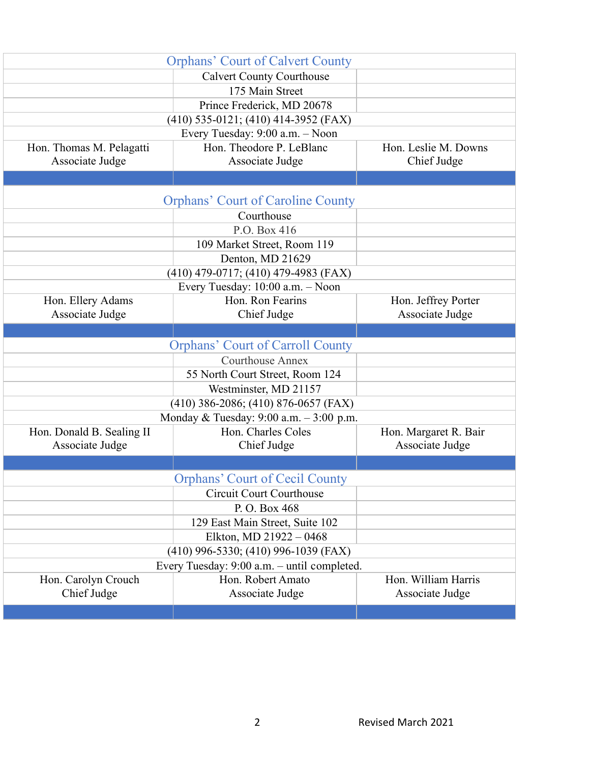| Orphans' Court of Calvert County | | |
|---|---|---|
| | Calvert County Courthouse | |
| | 175 Main Street | |
| | Prince Frederick, MD 20678 | |
| | (410) 535-0121; (410) 414-3952 (FAX) | |
| | Every Tuesday: 9:00 a.m. – Noon | |
| Hon. Thomas M. Pelagatti<br>Associate Judge | Hon. Theodore P. LeBlanc<br>Associate Judge | Hon. Leslie M. Downs<br>Chief Judge |

| Orphans' Court of Caroline County | | |
|---|---|---|
| | Courthouse | |
| | P.O. Box 416 | |
| | 109 Market Street, Room 119 | |
| | Denton, MD 21629 | |
| | (410) 479-0717; (410) 479-4983 (FAX) | |
| | Every Tuesday: 10:00 a.m. – Noon | |
| Hon. Ellery Adams<br>Associate Judge | Hon. Ron Fearins<br>Chief Judge | Hon. Jeffrey Porter<br>Associate Judge |

| Orphans' Court of Carroll County | | |
|---|---|---|
| | Courthouse Annex | |
| | 55 North Court Street, Room 124 | |
| | Westminster, MD 21157 | |
| | (410) 386-2086; (410) 876-0657 (FAX) | |
| | Monday & Tuesday: 9:00 a.m. – 3:00 p.m. | |
| Hon. Donald B. Sealing II<br>Associate Judge | Hon. Charles Coles<br>Chief Judge | Hon. Margaret R. Bair<br>Associate Judge |

| Orphans' Court of Cecil County | | |
|---|---|---|
| | Circuit Court Courthouse | |
| | P. O. Box 468 | |
| | 129 East Main Street, Suite 102 | |
| | Elkton, MD 21922 – 0468 | |
| | (410) 996-5330; (410) 996-1039 (FAX) | |
| | Every Tuesday: 9:00 a.m. – until completed. | |
| Hon. Carolyn Crouch<br>Chief Judge | Hon. Robert Amato<br>Associate Judge | Hon. William Harris<br>Associate Judge |

Revised March 2021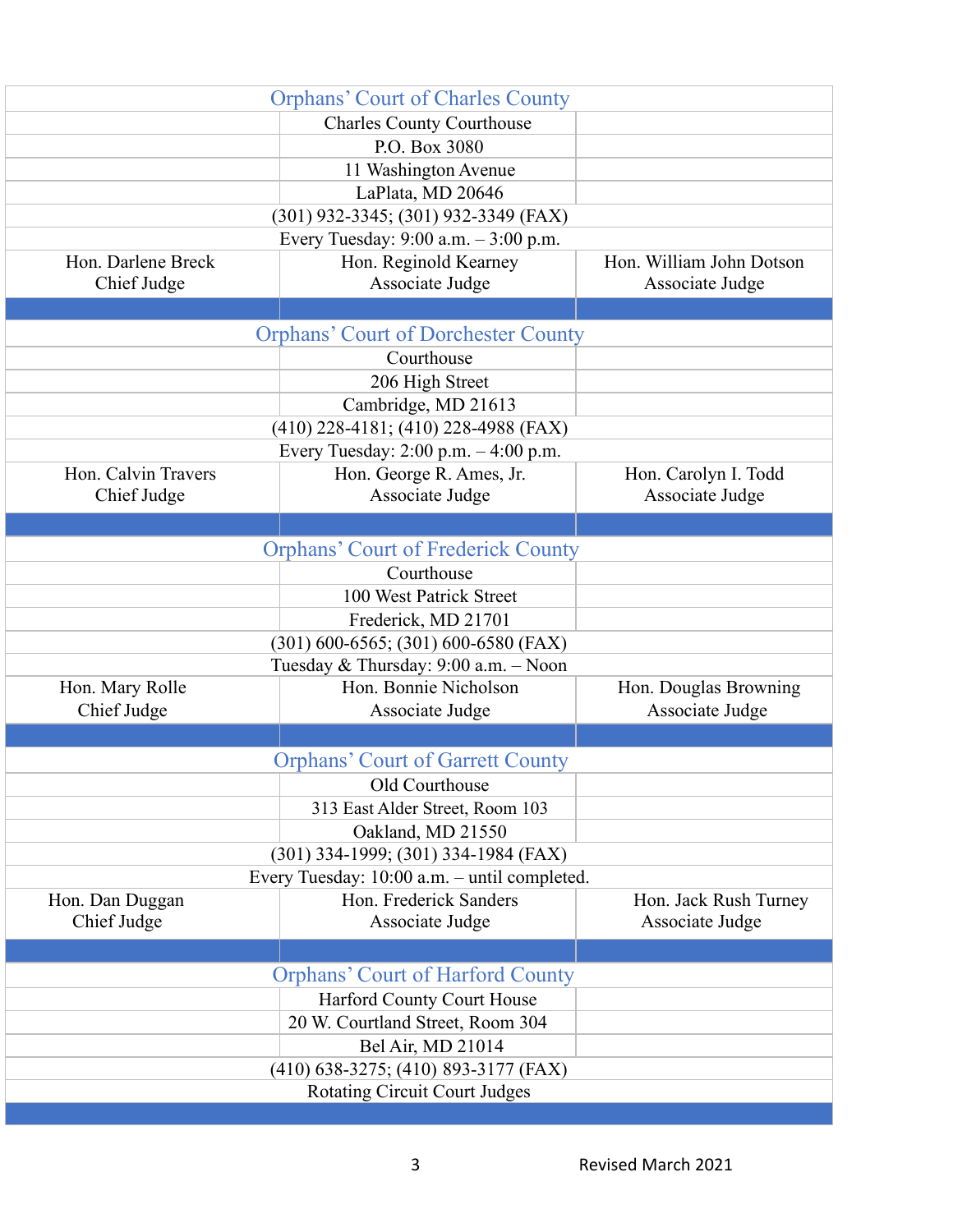| Orphans' Court of Charles County | | |
|---|---|---|
| | Charles County Courthouse | |
| | P.O. Box 3080 | |
| | 11 Washington Avenue | |
| | LaPlata, MD 20646 | |
| | (301) 932-3345; (301) 932-3349 (FAX) | |
| | Every Tuesday: 9:00 a.m. – 3:00 p.m. | |
| Hon. Darlene Breck<br>Chief Judge | Hon. Reginold Kearney<br>Associate Judge | Hon. William John Dotson<br>Associate Judge |

| Orphans' Court of Dorchester County | | |
|---|---|---|
| | Courthouse | |
| | 206 High Street | |
| | Cambridge, MD 21613 | |
| | (410) 228-4181; (410) 228-4988 (FAX) | |
| | Every Tuesday: 2:00 p.m. – 4:00 p.m. | |
| Hon. Calvin Travers<br>Chief Judge | Hon. George R. Ames, Jr.<br>Associate Judge | Hon. Carolyn I. Todd<br>Associate Judge |

| Orphans' Court of Frederick County | | |
|---|---|---|
| | Courthouse | |
| | 100 West Patrick Street | |
| | Frederick, MD 21701 | |
| | (301) 600-6565; (301) 600-6580 (FAX) | |
| | Tuesday & Thursday: 9:00 a.m. – Noon | |
| Hon. Mary Rolle<br>Chief Judge | Hon. Bonnie Nicholson<br>Associate Judge | Hon. Douglas Browning<br>Associate Judge |

| Orphans' Court of Garrett County | | |
|---|---|---|
| | Old Courthouse | |
| | 313 East Alder Street, Room 103 | |
| | Oakland, MD 21550 | |
| | (301) 334-1999; (301) 334-1984 (FAX) | |
| | Every Tuesday: 10:00 a.m. – until completed. | |
| Hon. Dan Duggan<br>Chief Judge | Hon. Frederick Sanders<br>Associate Judge | Hon. Jack Rush Turney<br>Associate Judge |

| Orphans' Court of Harford County | | |
|---|---|---|
| | Harford County Court House | |
| | 20 W. Courtland Street, Room 304 | |
| | Bel Air, MD 21014 | |
| | (410) 638-3275; (410) 893-3177 (FAX) | |
| | Rotating Circuit Court Judges | |

Revised March 2021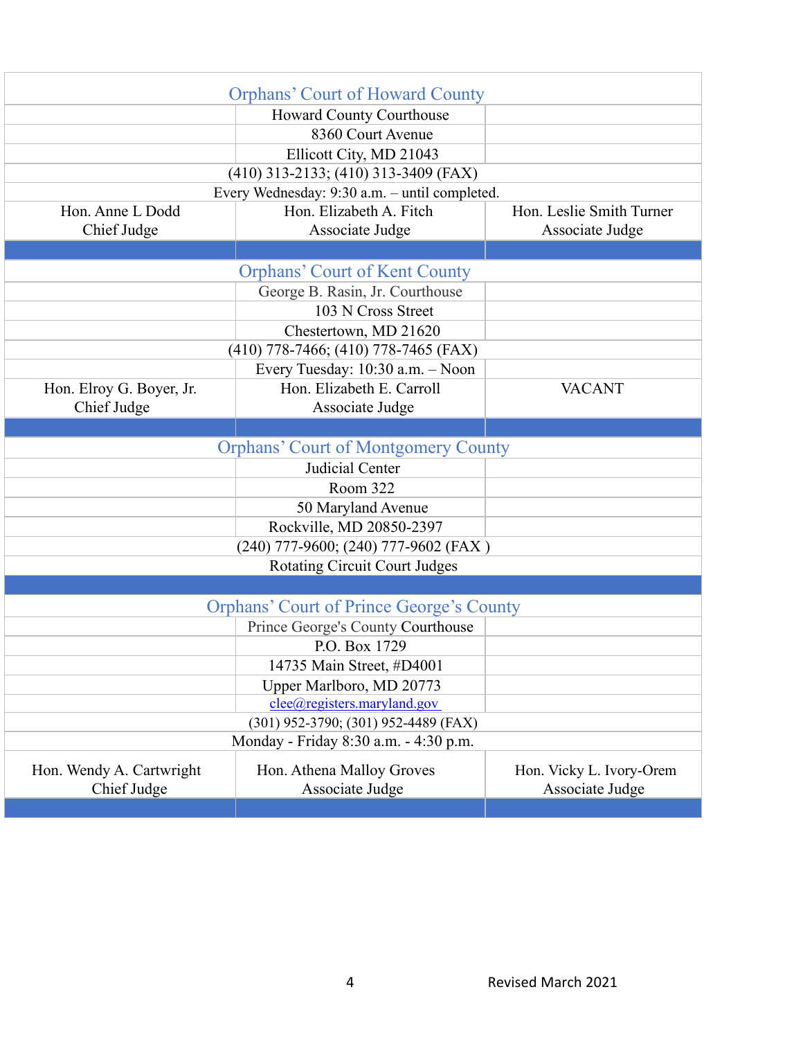| Orphans' Court of Howard County | | |
|---|---|---|
| | Howard County Courthouse | |
| | 8360 Court Avenue | |
| | Ellicott City, MD 21043 | |
| (410) 313-2133; (410) 313-3409 (FAX) | | |
| Every Wednesday: 9:30 a.m. – until completed. | | |
| Hon. Anne L Dodd<br>Chief Judge | Hon. Elizabeth A. Fitch<br>Associate Judge | Hon. Leslie Smith Turner<br>Associate Judge |
| | | |
| **Orphans' Court of Kent County** | | |
| | George B. Rasin, Jr. Courthouse | |
| | 103 N Cross Street | |
| | Chestertown, MD 21620 | |
| (410) 778-7466; (410) 778-7465 (FAX) | | |
| | Every Tuesday: 10:30 a.m. – Noon | |
| Hon. Elroy G. Boyer, Jr.<br>Chief Judge | Hon. Elizabeth E. Carroll<br>Associate Judge | VACANT |
| | | |
| **Orphans' Court of Montgomery County** | | |
| | Judicial Center | |
| | Room 322 | |
| | 50 Maryland Avenue | |
| | Rockville, MD 20850-2397 | |
| (240) 777-9600; (240) 777-9602 (FAX ) | | |
| Rotating Circuit Court Judges | | |
| | | |
| **Orphans' Court of Prince George's County** | | |
| | Prince George's County Courthouse | |
| | P.O. Box 1729 | |
| | 14735 Main Street, #D4001 | |
| | Upper Marlboro, MD 20773 | |
| | clee@registers.maryland.gov | |
| (301) 952-3790; (301) 952-4489 (FAX) | | |
| Monday - Friday 8:30 a.m. - 4:30 p.m. | | |
| Hon. Wendy A. Cartwright<br>Chief Judge | Hon. Athena Malloy Groves<br>Associate Judge | Hon. Vicky L. Ivory-Orem<br>Associate Judge |

Revised March 2021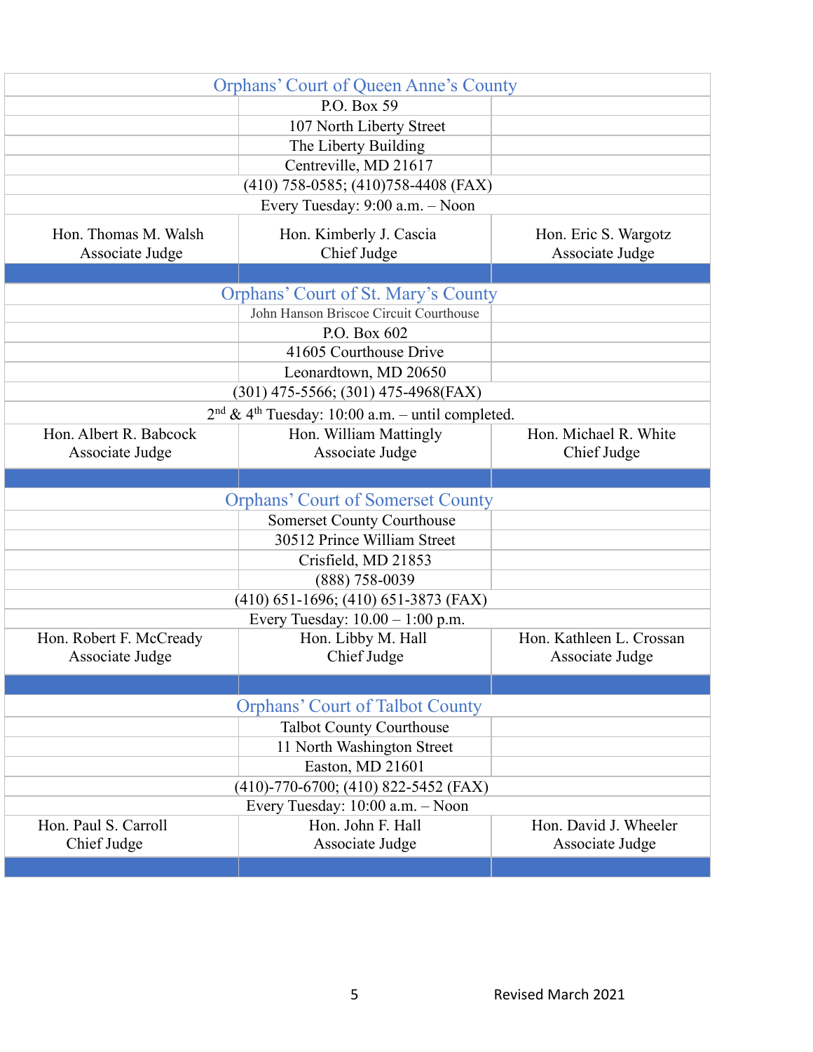| Orphans' Court of Queen Anne's County | | |
|---|---|---|
| | P.O. Box 59 | |
| | 107 North Liberty Street | |
| | The Liberty Building | |
| | Centreville, MD 21617 | |
| | (410) 758-0585; (410)758-4408 (FAX) | |
| | Every Tuesday: 9:00 a.m. – Noon | |
| Hon. Thomas M. Walsh<br>Associate Judge | Hon. Kimberly J. Cascia<br>Chief Judge | Hon. Eric S. Wargotz<br>Associate Judge |
| | | |
| Orphans' Court of St. Mary's County | | |
| | John Hanson Briscoe Circuit Courthouse | |
| | P.O. Box 602 | |
| | 41605 Courthouse Drive | |
| | Leonardtown, MD 20650 | |
| | (301) 475-5566; (301) 475-4968(FAX) | |
| | 2nd & 4th Tuesday: 10:00 a.m. – until completed. | |
| Hon. Albert R. Babcock<br>Associate Judge | Hon. William Mattingly<br>Associate Judge | Hon. Michael R. White<br>Chief Judge |
| | | |
| Orphans' Court of Somerset County | | |
| | Somerset County Courthouse | |
| | 30512 Prince William Street | |
| | Crisfield, MD 21853 | |
| | (888) 758-0039 | |
| | (410) 651-1696; (410) 651-3873 (FAX) | |
| | Every Tuesday: 10.00 – 1:00 p.m. | |
| Hon. Robert F. McCready<br>Associate Judge | Hon. Libby M. Hall<br>Chief Judge | Hon. Kathleen L. Crossan<br>Associate Judge |
| | | |
| Orphans' Court of Talbot County | | |
| | Talbot County Courthouse | |
| | 11 North Washington Street | |
| | Easton, MD 21601 | |
| | (410)-770-6700; (410) 822-5452 (FAX) | |
| | Every Tuesday: 10:00 a.m. – Noon | |
| Hon. Paul S. Carroll<br>Chief Judge | Hon. John F. Hall<br>Associate Judge | Hon. David J. Wheeler<br>Associate Judge |

Revised March 2021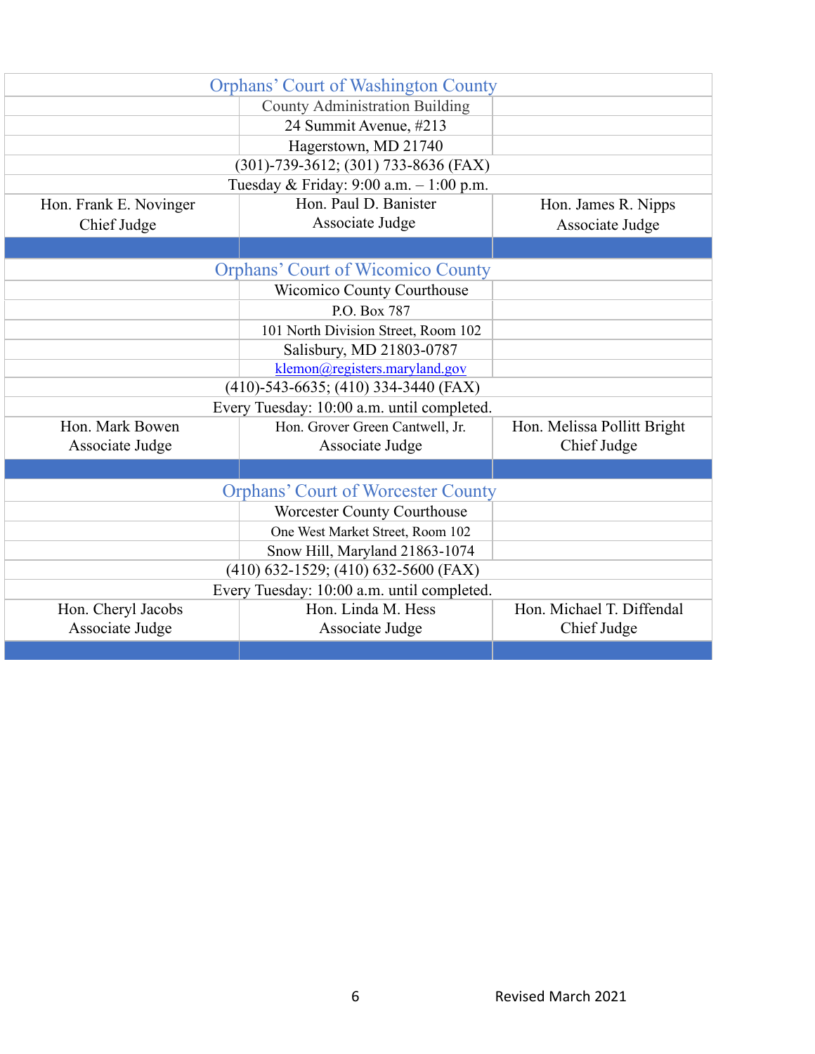| | | |
|---|---|---|
| Orphans' Court of Washington County | | |
| | County Administration Building | |
| | 24 Summit Avenue, #213 | |
| | Hagerstown, MD 21740 | |
| (301)-739-3612; (301) 733-8636 (FAX) | | |
| Tuesday & Friday: 9:00 a.m. – 1:00 p.m. | | |
| Hon. Frank E. Novinger<br>Chief Judge | Hon. Paul D. Banister<br>Associate Judge | Hon. James R. Nipps<br>Associate Judge |
| | | |
| Orphans' Court of Wicomico County | | |
| | Wicomico County Courthouse | |
| | P.O. Box 787 | |
| | 101 North Division Street, Room 102 | |
| | Salisbury, MD 21803-0787 | |
| | klemon@registers.maryland.gov | |
| (410)-543-6635; (410) 334-3440 (FAX) | | |
| Every Tuesday: 10:00 a.m. until completed. | | |
| Hon. Mark Bowen<br>Associate Judge | Hon. Grover Green Cantwell, Jr.<br>Associate Judge | Hon. Melissa Pollitt Bright<br>Chief Judge |
| | | |
| Orphans' Court of Worcester County | | |
| | Worcester County Courthouse | |
| | One West Market Street, Room 102 | |
| | Snow Hill, Maryland 21863-1074 | |
| (410) 632-1529; (410) 632-5600 (FAX) | | |
| Every Tuesday: 10:00 a.m. until completed. | | |
| Hon. Cheryl Jacobs<br>Associate Judge | Hon. Linda M. Hess<br>Associate Judge | Hon. Michael T. Diffendal<br>Chief Judge |
| | | |

Revised March 2021